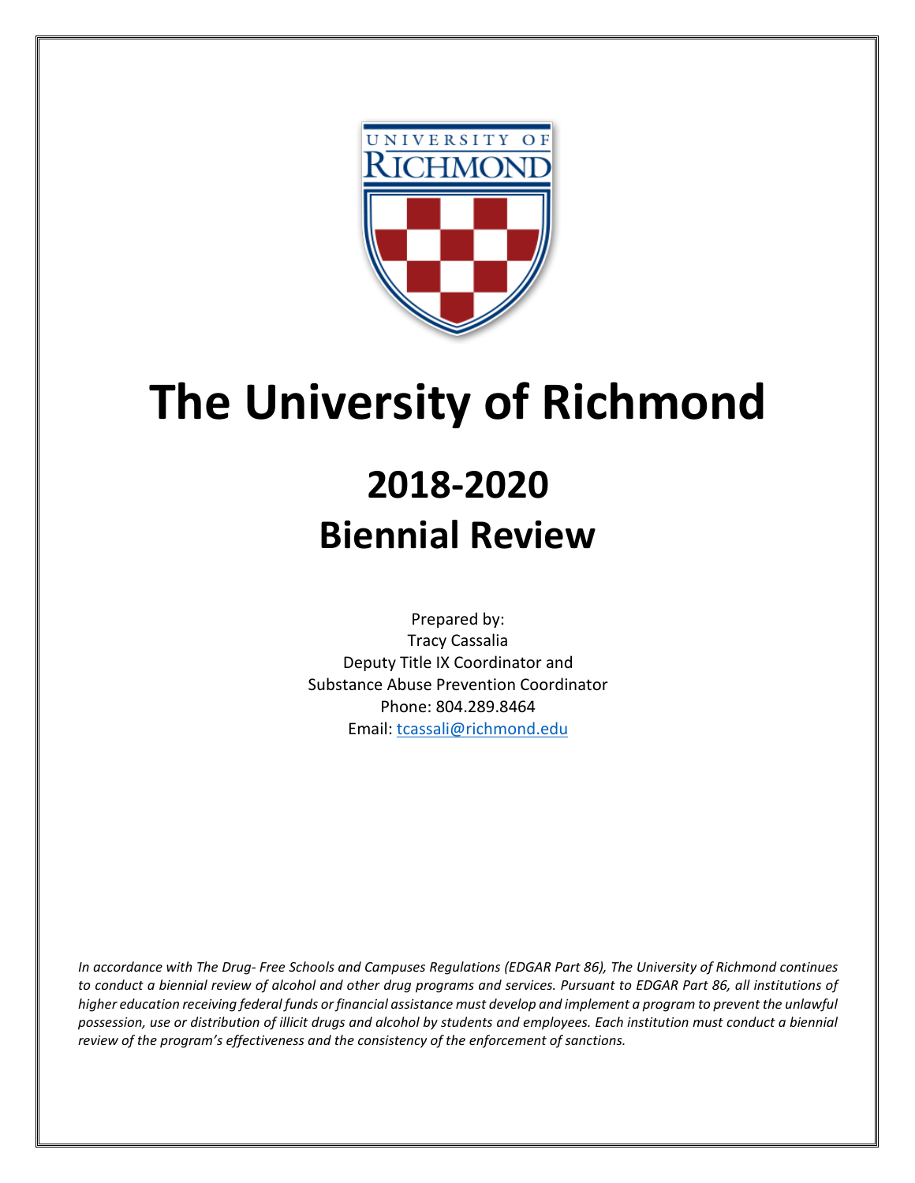# The University of Richmond

## 2018-2020
## Biennial Review

Prepared by:
Tracy Cassalia
Deputy Title IX Coordinator and
Substance Abuse Prevention Coordinator
Phone: 804.289.8464
Email: [tcassali@richmond.edu](mailto:tcassali@richmond.edu)

*In accordance with The Drug- Free Schools and Campuses Regulations (EDGAR Part 86), The University of Richmond continues to conduct a biennial review of alcohol and other drug programs and services. Pursuant to EDGAR Part 86, all institutions of higher education receiving federal funds or financial assistance must develop and implement a program to prevent the unlawful possession, use or distribution of illicit drugs and alcohol by students and employees. Each institution must conduct a biennial review of the program's effectiveness and the consistency of the enforcement of sanctions.*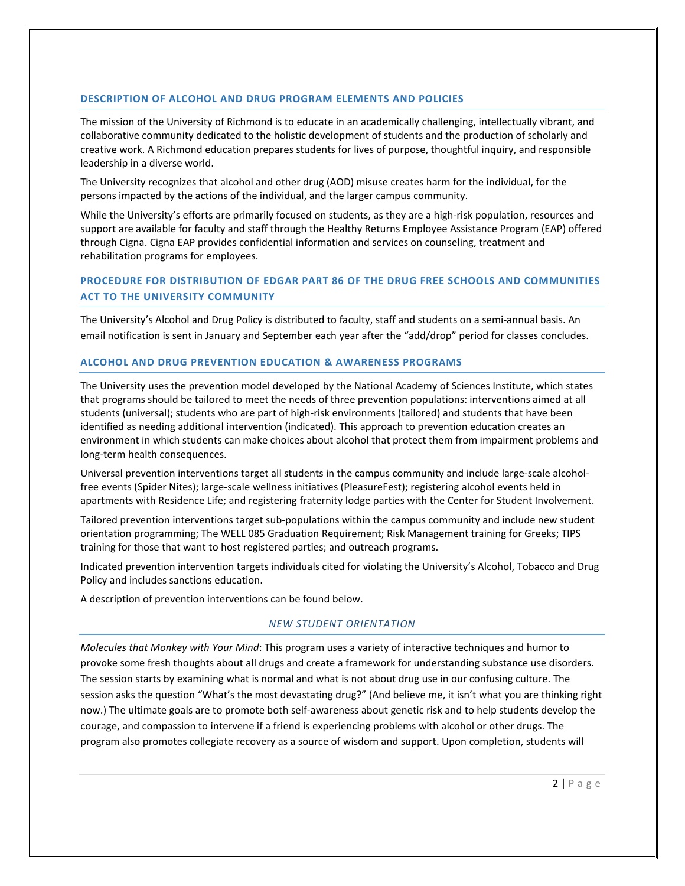## DESCRIPTION OF ALCOHOL AND DRUG PROGRAM ELEMENTS AND POLICIES

The mission of the University of Richmond is to educate in an academically challenging, intellectually vibrant, and collaborative community dedicated to the holistic development of students and the production of scholarly and creative work. A Richmond education prepares students for lives of purpose, thoughtful inquiry, and responsible leadership in a diverse world.

The University recognizes that alcohol and other drug (AOD) misuse creates harm for the individual, for the persons impacted by the actions of the individual, and the larger campus community.

While the University's efforts are primarily focused on students, as they are a high-risk population, resources and support are available for faculty and staff through the Healthy Returns Employee Assistance Program (EAP) offered through Cigna. Cigna EAP provides confidential information and services on counseling, treatment and rehabilitation programs for employees.

## PROCEDURE FOR DISTRIBUTION OF EDGAR PART 86 OF THE DRUG FREE SCHOOLS AND COMMUNITIES ACT TO THE UNIVERSITY COMMUNITY

The University's Alcohol and Drug Policy is distributed to faculty, staff and students on a semi-annual basis. An email notification is sent in January and September each year after the "add/drop" period for classes concludes.

## ALCOHOL AND DRUG PREVENTION EDUCATION & AWARENESS PROGRAMS

The University uses the prevention model developed by the National Academy of Sciences Institute, which states that programs should be tailored to meet the needs of three prevention populations: interventions aimed at all students (universal); students who are part of high-risk environments (tailored) and students that have been identified as needing additional intervention (indicated). This approach to prevention education creates an environment in which students can make choices about alcohol that protect them from impairment problems and long-term health consequences.

Universal prevention interventions target all students in the campus community and include large-scale alcohol-free events (Spider Nites); large-scale wellness initiatives (PleasureFest); registering alcohol events held in apartments with Residence Life; and registering fraternity lodge parties with the Center for Student Involvement.

Tailored prevention interventions target sub-populations within the campus community and include new student orientation programming; The WELL 085 Graduation Requirement; Risk Management training for Greeks; TIPS training for those that want to host registered parties; and outreach programs.

Indicated prevention intervention targets individuals cited for violating the University's Alcohol, Tobacco and Drug Policy and includes sanctions education.

A description of prevention interventions can be found below.

### *NEW STUDENT ORIENTATION*

*Molecules that Monkey with Your Mind*: This program uses a variety of interactive techniques and humor to provoke some fresh thoughts about all drugs and create a framework for understanding substance use disorders. The session starts by examining what is normal and what is not about drug use in our confusing culture. The session asks the question "What's the most devastating drug?" (And believe me, it isn't what you are thinking right now.) The ultimate goals are to promote both self-awareness about genetic risk and to help students develop the courage, and compassion to intervene if a friend is experiencing problems with alcohol or other drugs. The program also promotes collegiate recovery as a source of wisdom and support. Upon completion, students will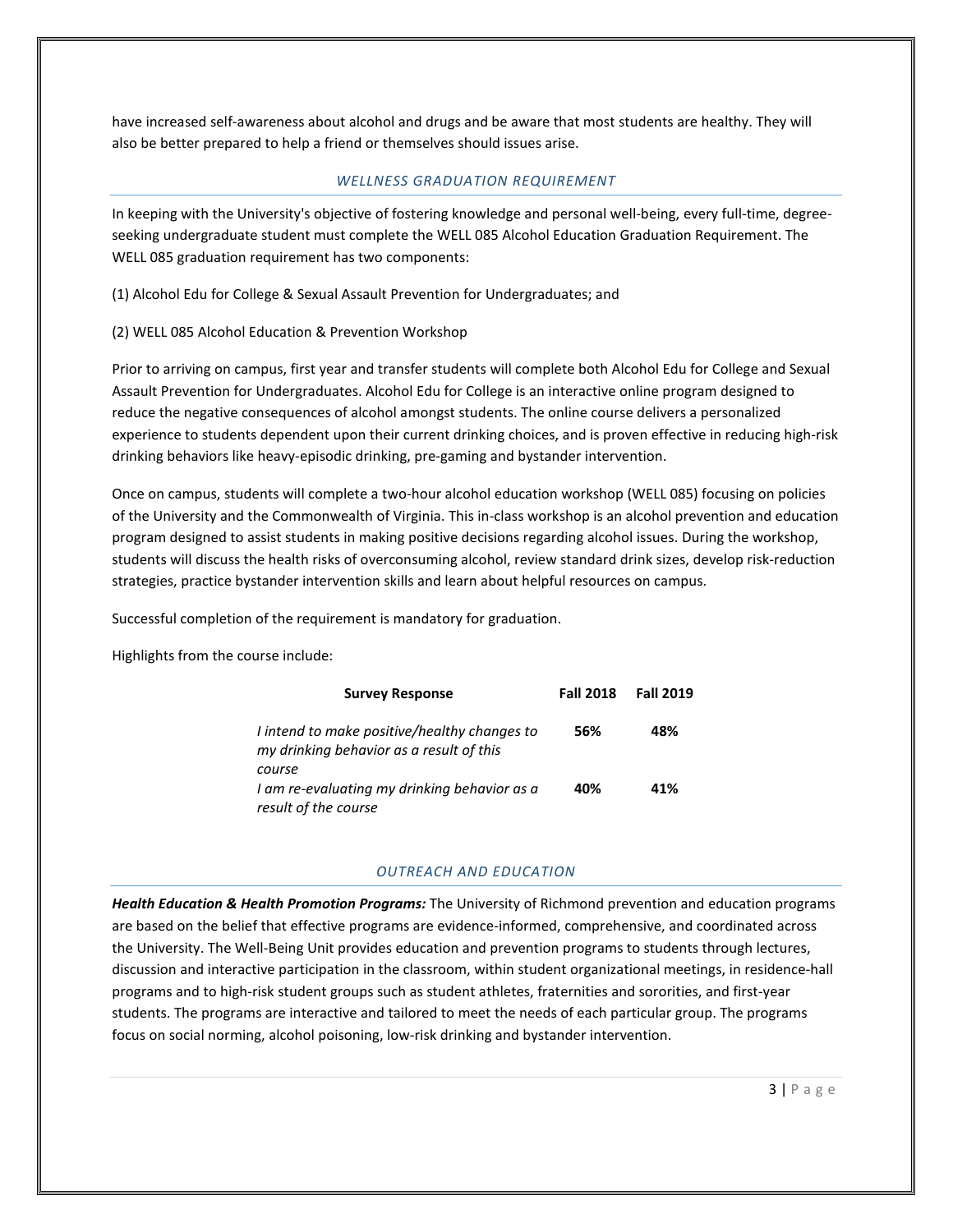have increased self-awareness about alcohol and drugs and be aware that most students are healthy. They will also be better prepared to help a friend or themselves should issues arise.

## *WELLNESS GRADUATION REQUIREMENT*

In keeping with the University's objective of fostering knowledge and personal well-being, every full-time, degree-seeking undergraduate student must complete the WELL 085 Alcohol Education Graduation Requirement. The WELL 085 graduation requirement has two components:

(1) Alcohol Edu for College & Sexual Assault Prevention for Undergraduates; and

(2) WELL 085 Alcohol Education & Prevention Workshop

Prior to arriving on campus, first year and transfer students will complete both Alcohol Edu for College and Sexual Assault Prevention for Undergraduates. Alcohol Edu for College is an interactive online program designed to reduce the negative consequences of alcohol amongst students. The online course delivers a personalized experience to students dependent upon their current drinking choices, and is proven effective in reducing high-risk drinking behaviors like heavy-episodic drinking, pre-gaming and bystander intervention.

Once on campus, students will complete a two-hour alcohol education workshop (WELL 085) focusing on policies of the University and the Commonwealth of Virginia. This in-class workshop is an alcohol prevention and education program designed to assist students in making positive decisions regarding alcohol issues. During the workshop, students will discuss the health risks of overconsuming alcohol, review standard drink sizes, develop risk-reduction strategies, practice bystander intervention skills and learn about helpful resources on campus.

Successful completion of the requirement is mandatory for graduation.

Highlights from the course include:

| Survey Response | Fall 2018 | Fall 2019 |
|---|---|---|
| *I intend to make positive/healthy changes to my drinking behavior as a result of this course* | **56%** | **48%** |
| *I am re-evaluating my drinking behavior as a result of the course* | **40%** | **41%** |

## *OUTREACH AND EDUCATION*

***Health Education & Health Promotion Programs:*** The University of Richmond prevention and education programs are based on the belief that effective programs are evidence-informed, comprehensive, and coordinated across the University. The Well-Being Unit provides education and prevention programs to students through lectures, discussion and interactive participation in the classroom, within student organizational meetings, in residence-hall programs and to high-risk student groups such as student athletes, fraternities and sororities, and first-year students. The programs are interactive and tailored to meet the needs of each particular group. The programs focus on social norming, alcohol poisoning, low-risk drinking and bystander intervention.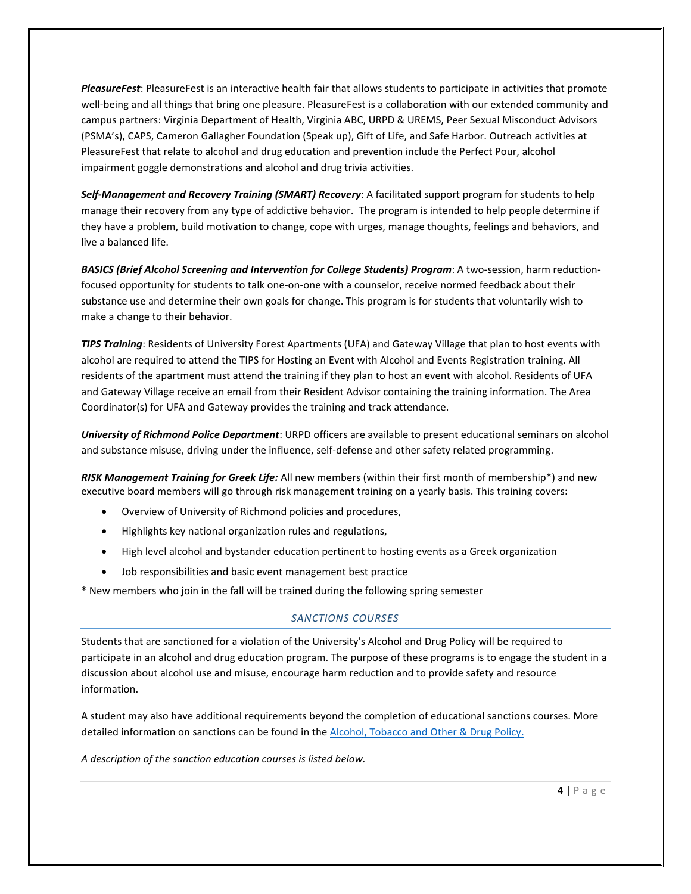***PleasureFest***: PleasureFest is an interactive health fair that allows students to participate in activities that promote well-being and all things that bring one pleasure. PleasureFest is a collaboration with our extended community and campus partners: Virginia Department of Health, Virginia ABC, URPD & UREMS, Peer Sexual Misconduct Advisors (PSMA's), CAPS, Cameron Gallagher Foundation (Speak up), Gift of Life, and Safe Harbor. Outreach activities at PleasureFest that relate to alcohol and drug education and prevention include the Perfect Pour, alcohol impairment goggle demonstrations and alcohol and drug trivia activities.

***Self-Management and Recovery Training (SMART) Recovery***: A facilitated support program for students to help manage their recovery from any type of addictive behavior. The program is intended to help people determine if they have a problem, build motivation to change, cope with urges, manage thoughts, feelings and behaviors, and live a balanced life.

***BASICS (Brief Alcohol Screening and Intervention for College Students) Program***: A two-session, harm reduction-focused opportunity for students to talk one-on-one with a counselor, receive normed feedback about their substance use and determine their own goals for change. This program is for students that voluntarily wish to make a change to their behavior.

***TIPS Training***: Residents of University Forest Apartments (UFA) and Gateway Village that plan to host events with alcohol are required to attend the TIPS for Hosting an Event with Alcohol and Events Registration training. All residents of the apartment must attend the training if they plan to host an event with alcohol. Residents of UFA and Gateway Village receive an email from their Resident Advisor containing the training information. The Area Coordinator(s) for UFA and Gateway provides the training and track attendance.

***University of Richmond Police Department***: URPD officers are available to present educational seminars on alcohol and substance misuse, driving under the influence, self-defense and other safety related programming.

***RISK Management Training for Greek Life:*** All new members (within their first month of membership*) and new executive board members will go through risk management training on a yearly basis. This training covers:

- Overview of University of Richmond policies and procedures,
- Highlights key national organization rules and regulations,
- High level alcohol and bystander education pertinent to hosting events as a Greek organization
- Job responsibilities and basic event management best practice

* New members who join in the fall will be trained during the following spring semester

## *SANCTIONS COURSES*

Students that are sanctioned for a violation of the University's Alcohol and Drug Policy will be required to participate in an alcohol and drug education program. The purpose of these programs is to engage the student in a discussion about alcohol use and misuse, encourage harm reduction and to provide safety and resource information.

A student may also have additional requirements beyond the completion of educational sanctions courses. More detailed information on sanctions can be found in the Alcohol, Tobacco and Other & Drug Policy.

*A description of the sanction education courses is listed below.*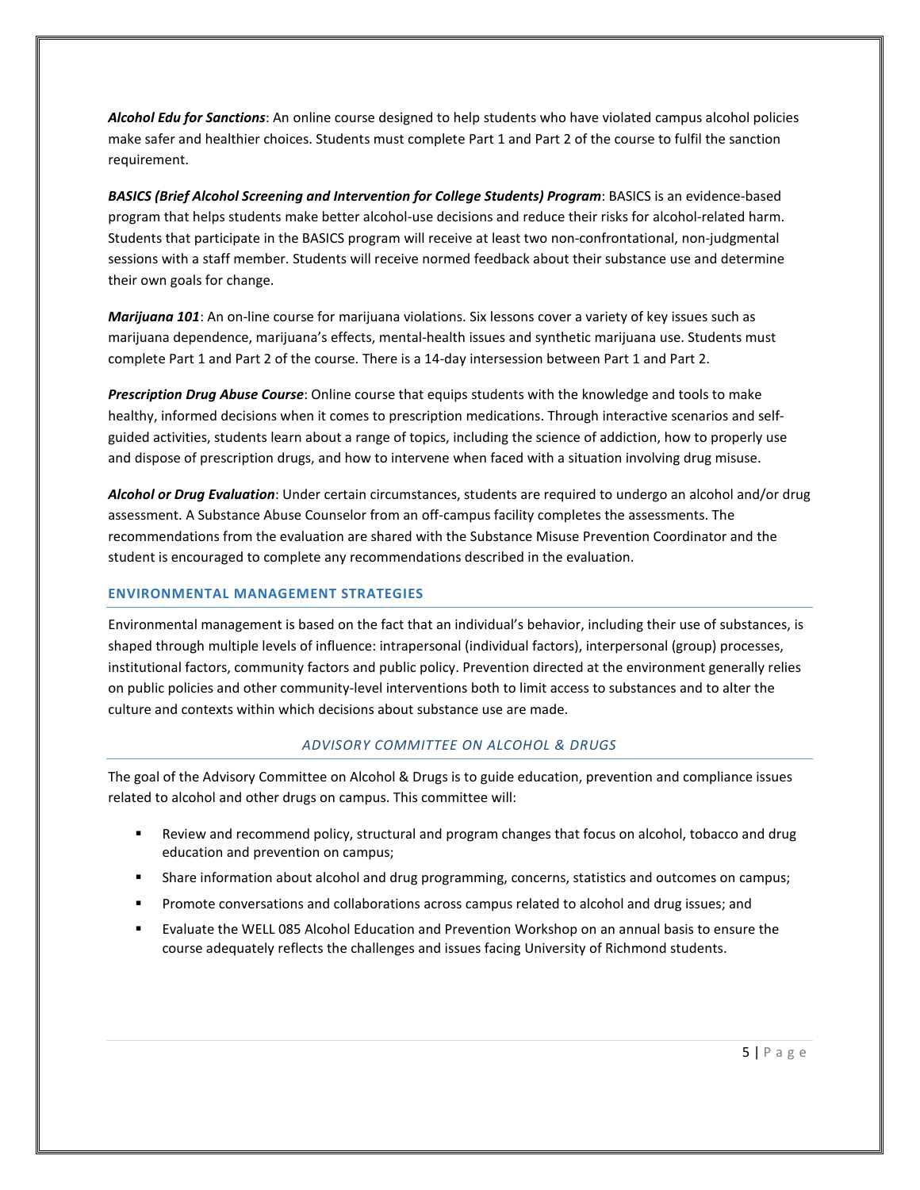***Alcohol Edu for Sanctions***: An online course designed to help students who have violated campus alcohol policies make safer and healthier choices. Students must complete Part 1 and Part 2 of the course to fulfil the sanction requirement.

***BASICS (Brief Alcohol Screening and Intervention for College Students) Program***: BASICS is an evidence-based program that helps students make better alcohol-use decisions and reduce their risks for alcohol-related harm. Students that participate in the BASICS program will receive at least two non-confrontational, non-judgmental sessions with a staff member. Students will receive normed feedback about their substance use and determine their own goals for change.

***Marijuana 101***: An on-line course for marijuana violations. Six lessons cover a variety of key issues such as marijuana dependence, marijuana's effects, mental-health issues and synthetic marijuana use. Students must complete Part 1 and Part 2 of the course. There is a 14-day intersession between Part 1 and Part 2.

***Prescription Drug Abuse Course***: Online course that equips students with the knowledge and tools to make healthy, informed decisions when it comes to prescription medications. Through interactive scenarios and self-guided activities, students learn about a range of topics, including the science of addiction, how to properly use and dispose of prescription drugs, and how to intervene when faced with a situation involving drug misuse.

***Alcohol or Drug Evaluation***: Under certain circumstances, students are required to undergo an alcohol and/or drug assessment. A Substance Abuse Counselor from an off-campus facility completes the assessments. The recommendations from the evaluation are shared with the Substance Misuse Prevention Coordinator and the student is encouraged to complete any recommendations described in the evaluation.

## ENVIRONMENTAL MANAGEMENT STRATEGIES

Environmental management is based on the fact that an individual's behavior, including their use of substances, is shaped through multiple levels of influence: intrapersonal (individual factors), interpersonal (group) processes, institutional factors, community factors and public policy. Prevention directed at the environment generally relies on public policies and other community-level interventions both to limit access to substances and to alter the culture and contexts within which decisions about substance use are made.

### *ADVISORY COMMITTEE ON ALCOHOL & DRUGS*

The goal of the Advisory Committee on Alcohol & Drugs is to guide education, prevention and compliance issues related to alcohol and other drugs on campus. This committee will:

- Review and recommend policy, structural and program changes that focus on alcohol, tobacco and drug education and prevention on campus;
- Share information about alcohol and drug programming, concerns, statistics and outcomes on campus;
- Promote conversations and collaborations across campus related to alcohol and drug issues; and
- Evaluate the WELL 085 Alcohol Education and Prevention Workshop on an annual basis to ensure the course adequately reflects the challenges and issues facing University of Richmond students.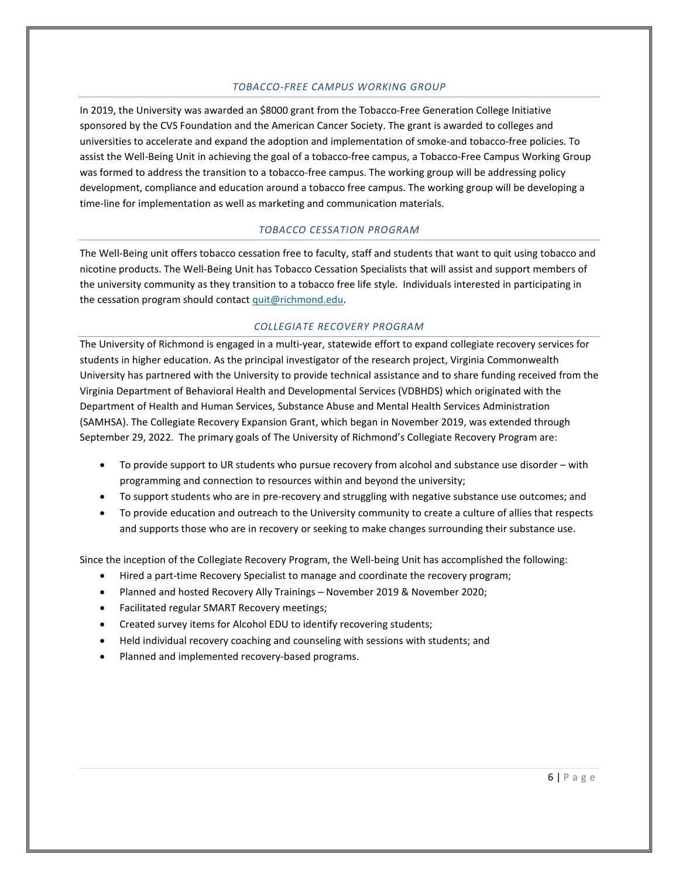### *TOBACCO-FREE CAMPUS WORKING GROUP*

In 2019, the University was awarded an $8000 grant from the Tobacco-Free Generation College Initiative sponsored by the CVS Foundation and the American Cancer Society. The grant is awarded to colleges and universities to accelerate and expand the adoption and implementation of smoke-and tobacco-free policies. To assist the Well-Being Unit in achieving the goal of a tobacco-free campus, a Tobacco-Free Campus Working Group was formed to address the transition to a tobacco-free campus. The working group will be addressing policy development, compliance and education around a tobacco free campus. The working group will be developing a time-line for implementation as well as marketing and communication materials.

### *TOBACCO CESSATION PROGRAM*

The Well-Being unit offers tobacco cessation free to faculty, staff and students that want to quit using tobacco and nicotine products. The Well-Being Unit has Tobacco Cessation Specialists that will assist and support members of the university community as they transition to a tobacco free life style. Individuals interested in participating in the cessation program should contact [quit@richmond.edu](mailto:quit@richmond.edu).

### *COLLEGIATE RECOVERY PROGRAM*

The University of Richmond is engaged in a multi-year, statewide effort to expand collegiate recovery services for students in higher education. As the principal investigator of the research project, Virginia Commonwealth University has partnered with the University to provide technical assistance and to share funding received from the Virginia Department of Behavioral Health and Developmental Services (VDBHDS) which originated with the Department of Health and Human Services, Substance Abuse and Mental Health Services Administration (SAMHSA). The Collegiate Recovery Expansion Grant, which began in November 2019, was extended through September 29, 2022. The primary goals of The University of Richmond's Collegiate Recovery Program are:

- To provide support to UR students who pursue recovery from alcohol and substance use disorder – with programming and connection to resources within and beyond the university;
- To support students who are in pre-recovery and struggling with negative substance use outcomes; and
- To provide education and outreach to the University community to create a culture of allies that respects and supports those who are in recovery or seeking to make changes surrounding their substance use.

Since the inception of the Collegiate Recovery Program, the Well-being Unit has accomplished the following:

- Hired a part-time Recovery Specialist to manage and coordinate the recovery program;
- Planned and hosted Recovery Ally Trainings – November 2019 & November 2020;
- Facilitated regular SMART Recovery meetings;
- Created survey items for Alcohol EDU to identify recovering students;
- Held individual recovery coaching and counseling with sessions with students; and
- Planned and implemented recovery-based programs.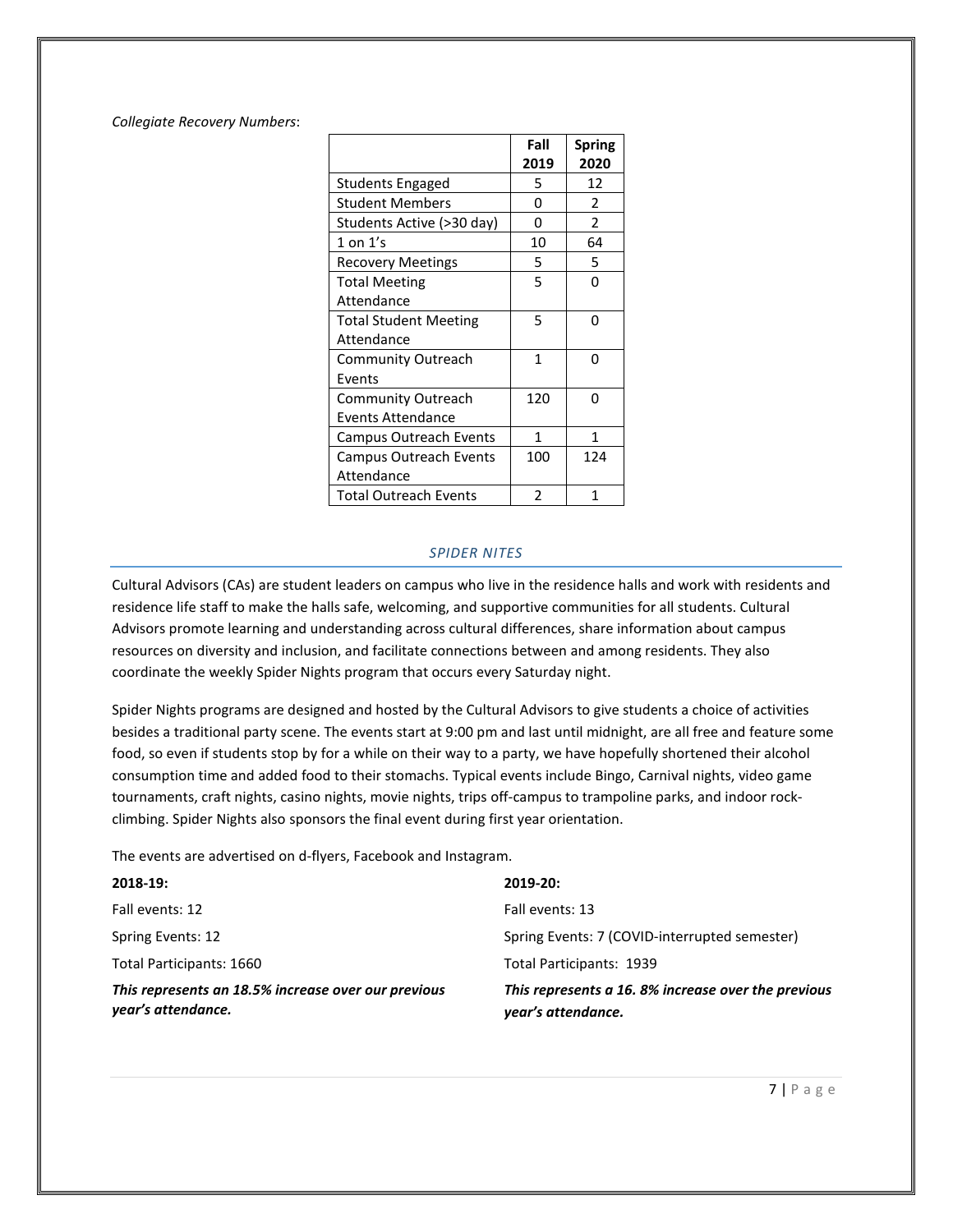*Collegiate Recovery Numbers*:

| | Fall 2019 | Spring 2020 |
|---|---|---|
| Students Engaged | 5 | 12 |
| Student Members | 0 | 2 |
| Students Active (>30 day) | 0 | 2 |
| 1 on 1's | 10 | 64 |
| Recovery Meetings | 5 | 5 |
| Total Meeting Attendance | 5 | 0 |
| Total Student Meeting Attendance | 5 | 0 |
| Community Outreach Events | 1 | 0 |
| Community Outreach Events Attendance | 120 | 0 |
| Campus Outreach Events | 1 | 1 |
| Campus Outreach Events Attendance | 100 | 124 |
| Total Outreach Events | 2 | 1 |

## *SPIDER NITES*

Cultural Advisors (CAs) are student leaders on campus who live in the residence halls and work with residents and residence life staff to make the halls safe, welcoming, and supportive communities for all students. Cultural Advisors promote learning and understanding across cultural differences, share information about campus resources on diversity and inclusion, and facilitate connections between and among residents. They also coordinate the weekly Spider Nights program that occurs every Saturday night.

Spider Nights programs are designed and hosted by the Cultural Advisors to give students a choice of activities besides a traditional party scene. The events start at 9:00 pm and last until midnight, are all free and feature some food, so even if students stop by for a while on their way to a party, we have hopefully shortened their alcohol consumption time and added food to their stomachs. Typical events include Bingo, Carnival nights, video game tournaments, craft nights, casino nights, movie nights, trips off-campus to trampoline parks, and indoor rock-climbing. Spider Nights also sponsors the final event during first year orientation.

The events are advertised on d-flyers, Facebook and Instagram.

**2018-19:**

Fall events: 12

Spring Events: 12

Total Participants: 1660

***This represents an 18.5% increase over our previous year's attendance.***

**2019-20:**

Fall events: 13

Spring Events: 7 (COVID-interrupted semester)

Total Participants: 1939

***This represents a 16. 8% increase over the previous year's attendance.***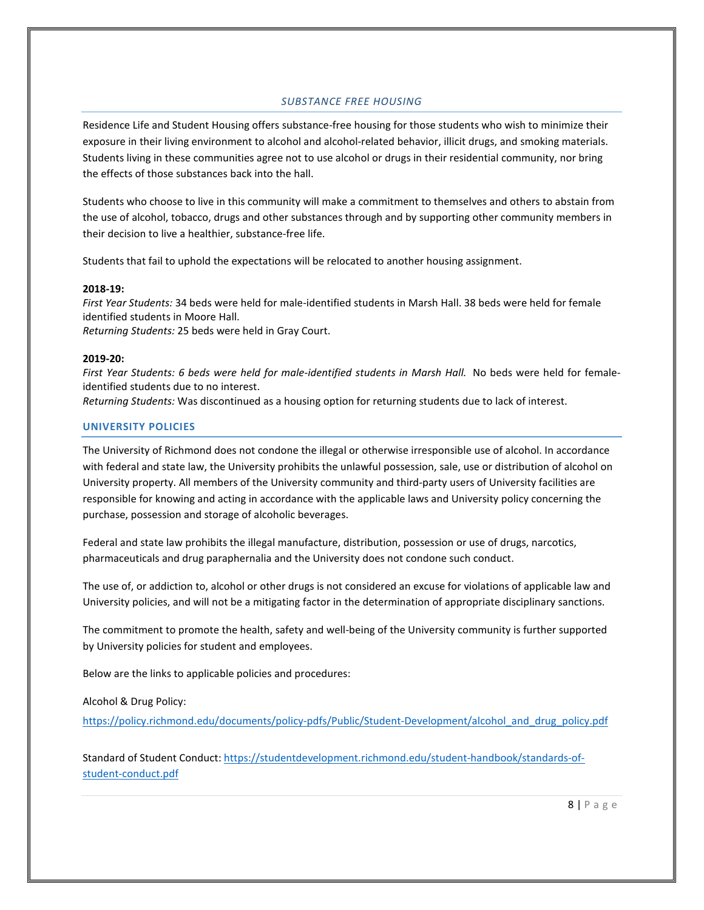### *SUBSTANCE FREE HOUSING*

Residence Life and Student Housing offers substance-free housing for those students who wish to minimize their exposure in their living environment to alcohol and alcohol-related behavior, illicit drugs, and smoking materials. Students living in these communities agree not to use alcohol or drugs in their residential community, nor bring the effects of those substances back into the hall.

Students who choose to live in this community will make a commitment to themselves and others to abstain from the use of alcohol, tobacco, drugs and other substances through and by supporting other community members in their decision to live a healthier, substance-free life.

Students that fail to uphold the expectations will be relocated to another housing assignment.

**2018-19:**
*First Year Students:* 34 beds were held for male-identified students in Marsh Hall. 38 beds were held for female identified students in Moore Hall.
*Returning Students:* 25 beds were held in Gray Court.

**2019-20:**
*First Year Students: 6 beds were held for male-identified students in Marsh Hall.* No beds were held for female-identified students due to no interest.
*Returning Students:* Was discontinued as a housing option for returning students due to lack of interest.

## UNIVERSITY POLICIES

The University of Richmond does not condone the illegal or otherwise irresponsible use of alcohol. In accordance with federal and state law, the University prohibits the unlawful possession, sale, use or distribution of alcohol on University property. All members of the University community and third-party users of University facilities are responsible for knowing and acting in accordance with the applicable laws and University policy concerning the purchase, possession and storage of alcoholic beverages.

Federal and state law prohibits the illegal manufacture, distribution, possession or use of drugs, narcotics, pharmaceuticals and drug paraphernalia and the University does not condone such conduct.

The use of, or addiction to, alcohol or other drugs is not considered an excuse for violations of applicable law and University policies, and will not be a mitigating factor in the determination of appropriate disciplinary sanctions.

The commitment to promote the health, safety and well-being of the University community is further supported by University policies for student and employees.

Below are the links to applicable policies and procedures:

Alcohol & Drug Policy:

https://policy.richmond.edu/documents/policy-pdfs/Public/Student-Development/alcohol_and_drug_policy.pdf

Standard of Student Conduct: https://studentdevelopment.richmond.edu/student-handbook/standards-of-student-conduct.pdf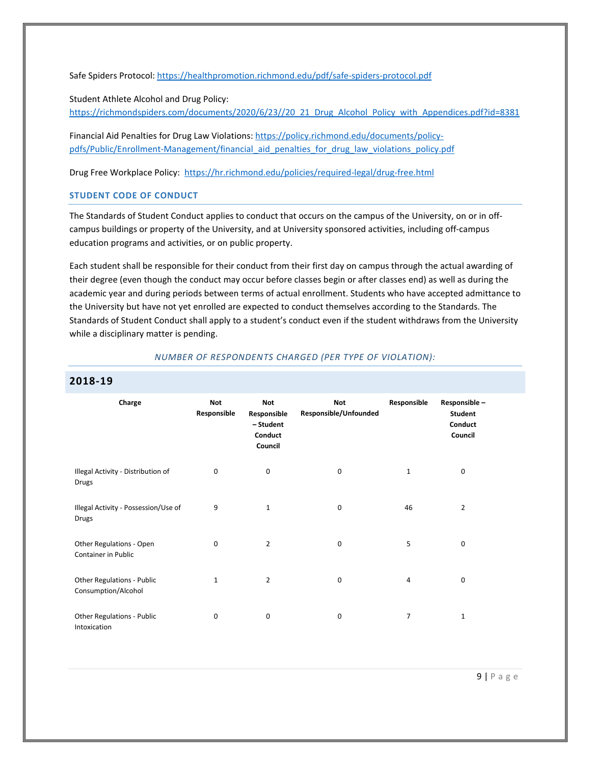Safe Spiders Protocol: https://healthpromotion.richmond.edu/pdf/safe-spiders-protocol.pdf

Student Athlete Alcohol and Drug Policy:
https://richmondspiders.com/documents/2020/6/23//20_21_Drug_Alcohol_Policy_with_Appendices.pdf?id=8381

Financial Aid Penalties for Drug Law Violations: https://policy.richmond.edu/documents/policy-pdfs/Public/Enrollment-Management/financial_aid_penalties_for_drug_law_violations_policy.pdf

Drug Free Workplace Policy: https://hr.richmond.edu/policies/required-legal/drug-free.html

### STUDENT CODE OF CONDUCT

The Standards of Student Conduct applies to conduct that occurs on the campus of the University, on or in off-campus buildings or property of the University, and at University sponsored activities, including off-campus education programs and activities, or on public property.

Each student shall be responsible for their conduct from their first day on campus through the actual awarding of their degree (even though the conduct may occur before classes begin or after classes end) as well as during the academic year and during periods between terms of actual enrollment. Students who have accepted admittance to the University but have not yet enrolled are expected to conduct themselves according to the Standards. The Standards of Student Conduct shall apply to a student's conduct even if the student withdraws from the University while a disciplinary matter is pending.

*NUMBER OF RESPONDENTS CHARGED (PER TYPE OF VIOLATION):*

## 2018-19

| Charge | Not Responsible | Not Responsible – Student Conduct Council | Not Responsible/Unfounded | Responsible | Responsible – Student Conduct Council |
|---|---|---|---|---|---|
| Illegal Activity - Distribution of Drugs | 0 | 0 | 0 | 1 | 0 |
| Illegal Activity - Possession/Use of Drugs | 9 | 1 | 0 | 46 | 2 |
| Other Regulations - Open Container in Public | 0 | 2 | 0 | 5 | 0 |
| Other Regulations - Public Consumption/Alcohol | 1 | 2 | 0 | 4 | 0 |
| Other Regulations - Public Intoxication | 0 | 0 | 0 | 7 | 1 |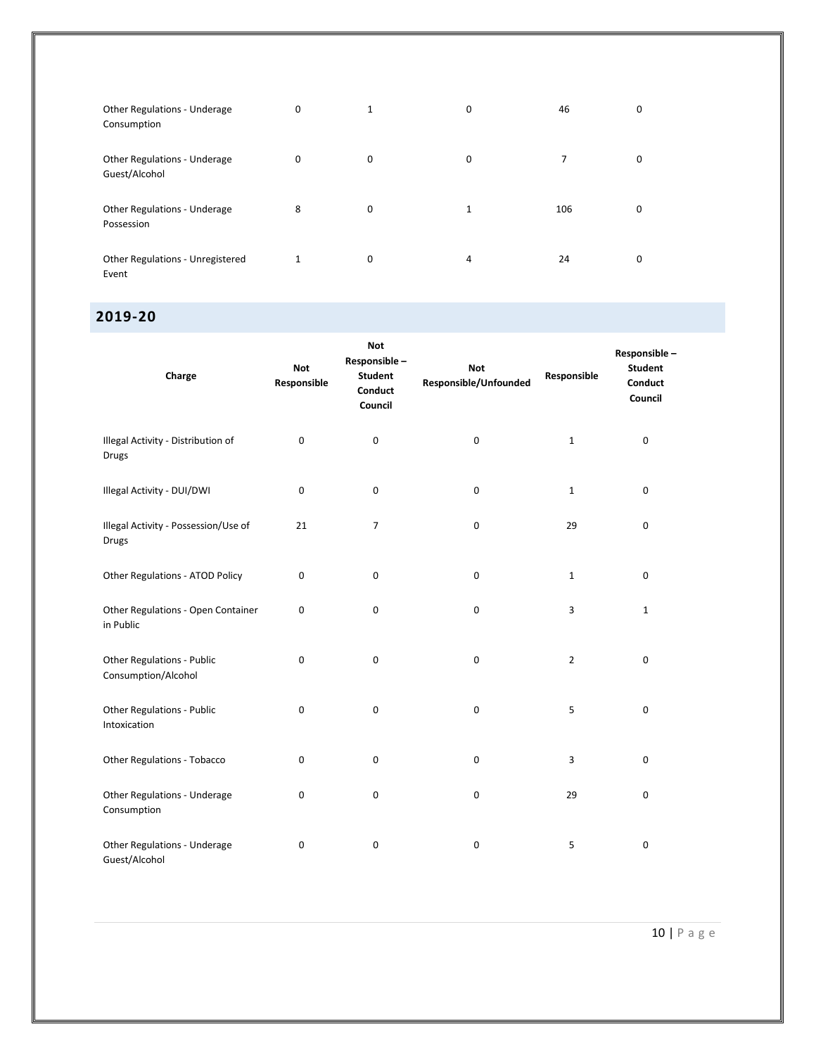| Charge | Not Responsible | Not Responsible – Student Conduct Council | Not Responsible/Unfounded | Responsible | Responsible – Student Conduct Council |
|---|---|---|---|---|---|
| Other Regulations - Underage Consumption | 0 | 1 | 0 | 46 | 0 |
| Other Regulations - Underage Guest/Alcohol | 0 | 0 | 0 | 7 | 0 |
| Other Regulations - Underage Possession | 8 | 0 | 1 | 106 | 0 |
| Other Regulations - Unregistered Event | 1 | 0 | 4 | 24 | 0 |

## 2019-20

| Charge | Not Responsible | Not Responsible – Student Conduct Council | Not Responsible/Unfounded | Responsible | Responsible – Student Conduct Council |
|---|---|---|---|---|---|
| Illegal Activity - Distribution of Drugs | 0 | 0 | 0 | 1 | 0 |
| Illegal Activity - DUI/DWI | 0 | 0 | 0 | 1 | 0 |
| Illegal Activity - Possession/Use of Drugs | 21 | 7 | 0 | 29 | 0 |
| Other Regulations - ATOD Policy | 0 | 0 | 0 | 1 | 0 |
| Other Regulations - Open Container in Public | 0 | 0 | 0 | 3 | 1 |
| Other Regulations - Public Consumption/Alcohol | 0 | 0 | 0 | 2 | 0 |
| Other Regulations - Public Intoxication | 0 | 0 | 0 | 5 | 0 |
| Other Regulations - Tobacco | 0 | 0 | 0 | 3 | 0 |
| Other Regulations - Underage Consumption | 0 | 0 | 0 | 29 | 0 |
| Other Regulations - Underage Guest/Alcohol | 0 | 0 | 0 | 5 | 0 |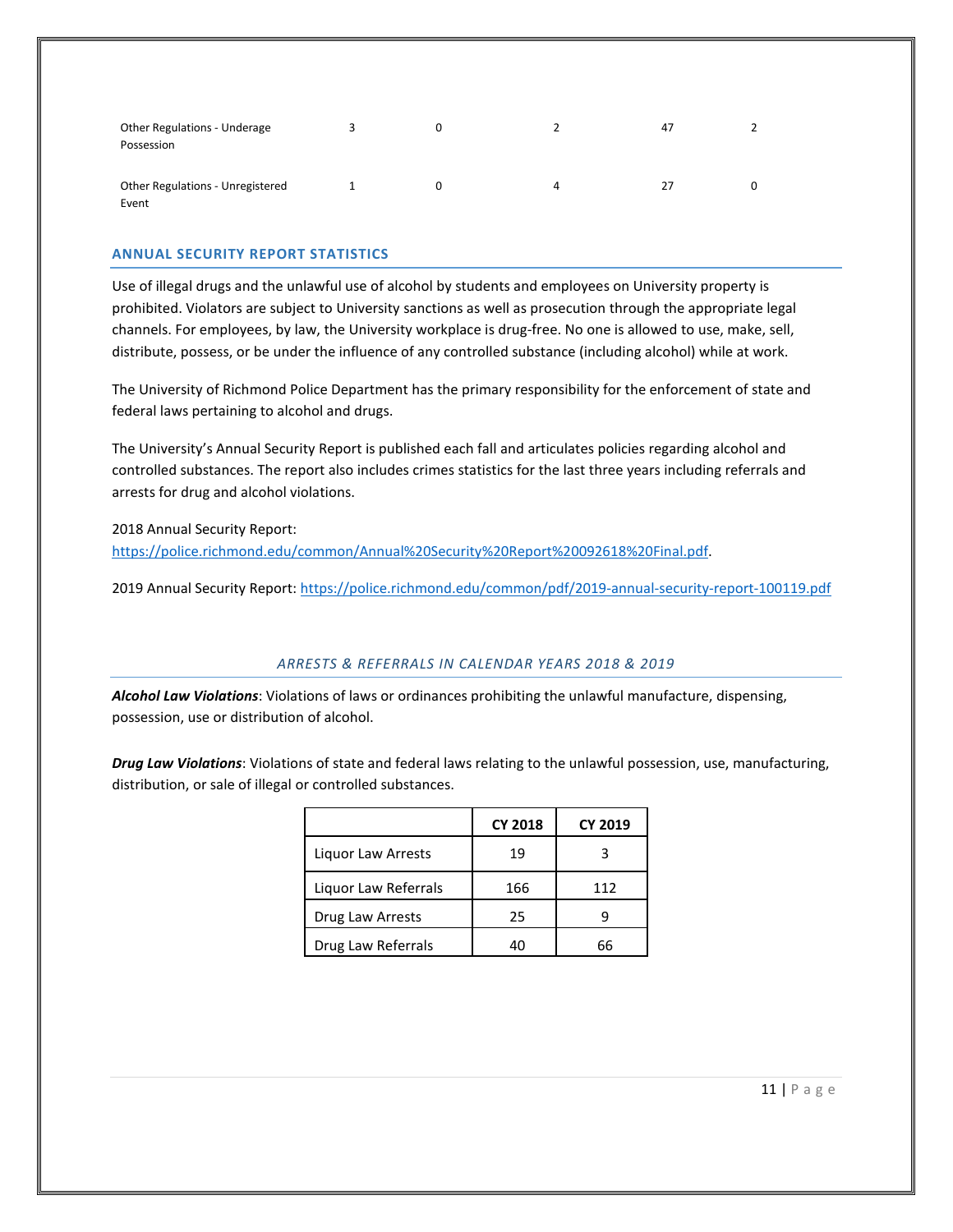| | | | | | |
|---|---|---|---|---|---|
| Other Regulations - Underage Possession | 3 | 0 | 2 | 47 | 2 |
| Other Regulations - Unregistered Event | 1 | 0 | 4 | 27 | 0 |

## ANNUAL SECURITY REPORT STATISTICS

Use of illegal drugs and the unlawful use of alcohol by students and employees on University property is prohibited. Violators are subject to University sanctions as well as prosecution through the appropriate legal channels. For employees, by law, the University workplace is drug-free. No one is allowed to use, make, sell, distribute, possess, or be under the influence of any controlled substance (including alcohol) while at work.

The University of Richmond Police Department has the primary responsibility for the enforcement of state and federal laws pertaining to alcohol and drugs.

The University's Annual Security Report is published each fall and articulates policies regarding alcohol and controlled substances. The report also includes crimes statistics for the last three years including referrals and arrests for drug and alcohol violations.

2018 Annual Security Report:
https://police.richmond.edu/common/Annual%20Security%20Report%20092618%20Final.pdf.

2019 Annual Security Report: https://police.richmond.edu/common/pdf/2019-annual-security-report-100119.pdf

### *ARRESTS & REFERRALS IN CALENDAR YEARS 2018 & 2019*

***Alcohol Law Violations***: Violations of laws or ordinances prohibiting the unlawful manufacture, dispensing, possession, use or distribution of alcohol.

***Drug Law Violations***: Violations of state and federal laws relating to the unlawful possession, use, manufacturing, distribution, or sale of illegal or controlled substances.

| | CY 2018 | CY 2019 |
|---|---|---|
| Liquor Law Arrests | 19 | 3 |
| Liquor Law Referrals | 166 | 112 |
| Drug Law Arrests | 25 | 9 |
| Drug Law Referrals | 40 | 66 |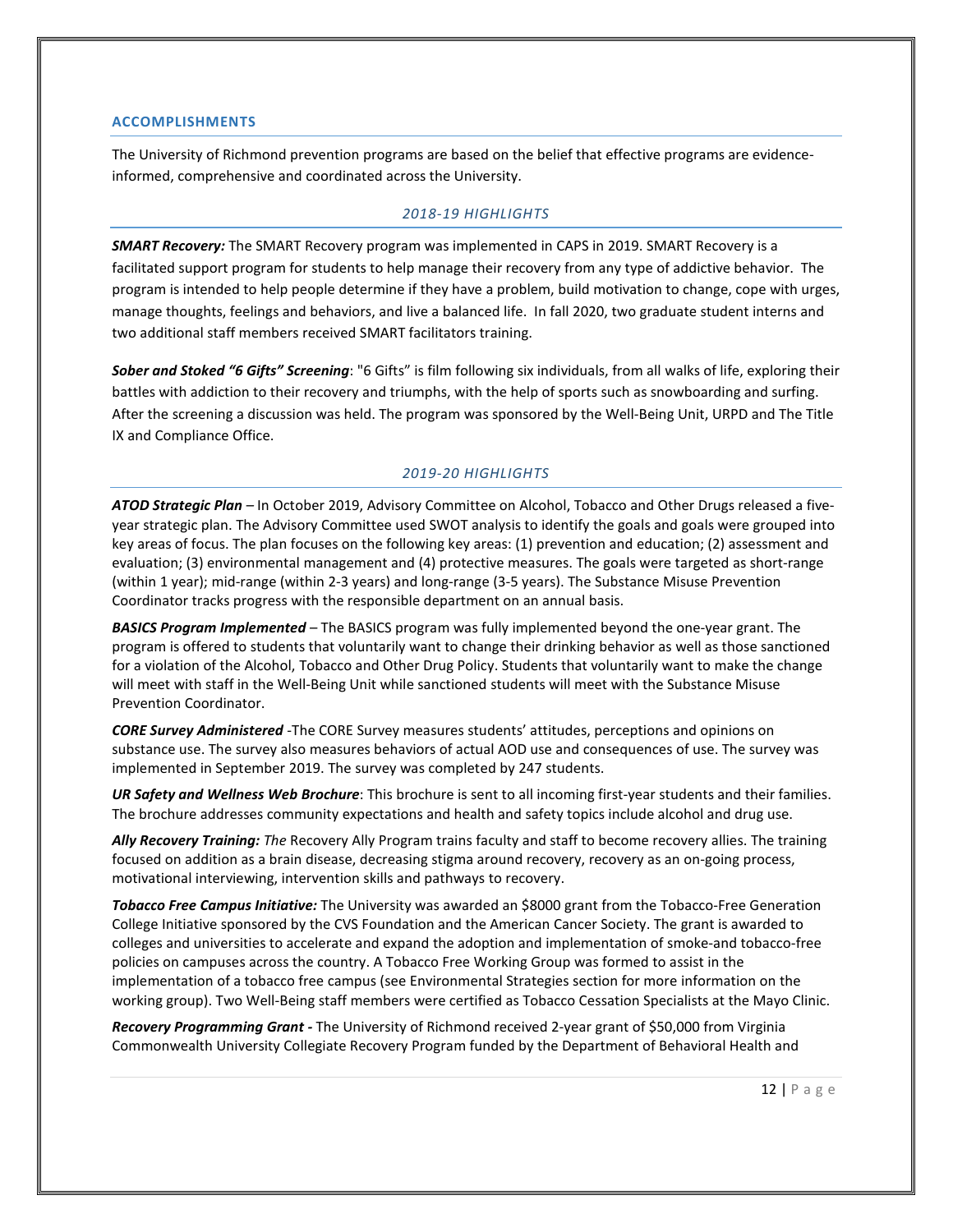## ACCOMPLISHMENTS

The University of Richmond prevention programs are based on the belief that effective programs are evidence-informed, comprehensive and coordinated across the University.

### *2018-19 HIGHLIGHTS*

***SMART Recovery:*** The SMART Recovery program was implemented in CAPS in 2019. SMART Recovery is a facilitated support program for students to help manage their recovery from any type of addictive behavior. The program is intended to help people determine if they have a problem, build motivation to change, cope with urges, manage thoughts, feelings and behaviors, and live a balanced life. In fall 2020, two graduate student interns and two additional staff members received SMART facilitators training.

***Sober and Stoked "6 Gifts" Screening***: "6 Gifts" is film following six individuals, from all walks of life, exploring their battles with addiction to their recovery and triumphs, with the help of sports such as snowboarding and surfing. After the screening a discussion was held. The program was sponsored by the Well-Being Unit, URPD and The Title IX and Compliance Office.

### *2019-20 HIGHLIGHTS*

***ATOD Strategic Plan*** – In October 2019, Advisory Committee on Alcohol, Tobacco and Other Drugs released a five-year strategic plan. The Advisory Committee used SWOT analysis to identify the goals and goals were grouped into key areas of focus. The plan focuses on the following key areas: (1) prevention and education; (2) assessment and evaluation; (3) environmental management and (4) protective measures. The goals were targeted as short-range (within 1 year); mid-range (within 2-3 years) and long-range (3-5 years). The Substance Misuse Prevention Coordinator tracks progress with the responsible department on an annual basis.

***BASICS Program Implemented*** – The BASICS program was fully implemented beyond the one-year grant. The program is offered to students that voluntarily want to change their drinking behavior as well as those sanctioned for a violation of the Alcohol, Tobacco and Other Drug Policy. Students that voluntarily want to make the change will meet with staff in the Well-Being Unit while sanctioned students will meet with the Substance Misuse Prevention Coordinator.

***CORE Survey Administered*** -The CORE Survey measures students' attitudes, perceptions and opinions on substance use. The survey also measures behaviors of actual AOD use and consequences of use. The survey was implemented in September 2019. The survey was completed by 247 students.

***UR Safety and Wellness Web Brochure***: This brochure is sent to all incoming first-year students and their families. The brochure addresses community expectations and health and safety topics include alcohol and drug use.

***Ally Recovery Training:*** *The* Recovery Ally Program trains faculty and staff to become recovery allies. The training focused on addition as a brain disease, decreasing stigma around recovery, recovery as an on-going process, motivational interviewing, intervention skills and pathways to recovery.

***Tobacco Free Campus Initiative:*** The University was awarded an $8000 grant from the Tobacco-Free Generation College Initiative sponsored by the CVS Foundation and the American Cancer Society. The grant is awarded to colleges and universities to accelerate and expand the adoption and implementation of smoke-and tobacco-free policies on campuses across the country. A Tobacco Free Working Group was formed to assist in the implementation of a tobacco free campus (see Environmental Strategies section for more information on the working group). Two Well-Being staff members were certified as Tobacco Cessation Specialists at the Mayo Clinic.

***Recovery Programming Grant -*** The University of Richmond received 2-year grant of $50,000 from Virginia Commonwealth University Collegiate Recovery Program funded by the Department of Behavioral Health and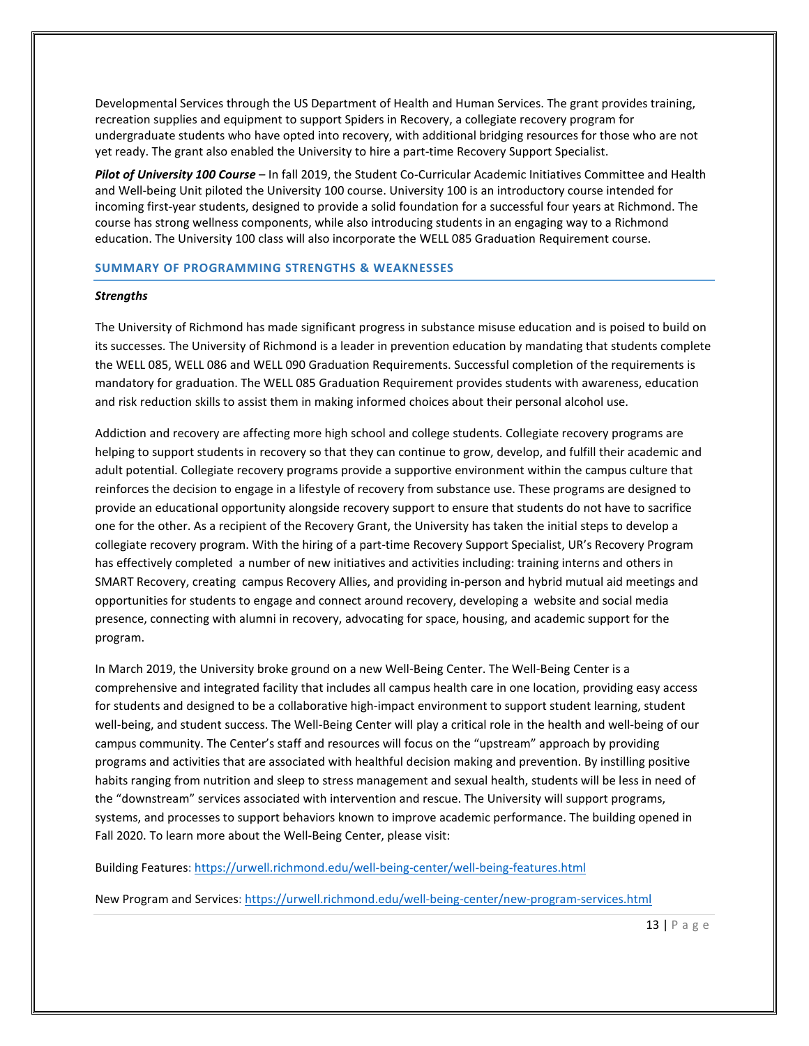Developmental Services through the US Department of Health and Human Services. The grant provides training, recreation supplies and equipment to support Spiders in Recovery, a collegiate recovery program for undergraduate students who have opted into recovery, with additional bridging resources for those who are not yet ready. The grant also enabled the University to hire a part-time Recovery Support Specialist.

***Pilot of University 100 Course*** – In fall 2019, the Student Co-Curricular Academic Initiatives Committee and Health and Well-being Unit piloted the University 100 course. University 100 is an introductory course intended for incoming first-year students, designed to provide a solid foundation for a successful four years at Richmond. The course has strong wellness components, while also introducing students in an engaging way to a Richmond education. The University 100 class will also incorporate the WELL 085 Graduation Requirement course.

## SUMMARY OF PROGRAMMING STRENGTHS & WEAKNESSES

***Strengths***

The University of Richmond has made significant progress in substance misuse education and is poised to build on its successes. The University of Richmond is a leader in prevention education by mandating that students complete the WELL 085, WELL 086 and WELL 090 Graduation Requirements. Successful completion of the requirements is mandatory for graduation. The WELL 085 Graduation Requirement provides students with awareness, education and risk reduction skills to assist them in making informed choices about their personal alcohol use.

Addiction and recovery are affecting more high school and college students. Collegiate recovery programs are helping to support students in recovery so that they can continue to grow, develop, and fulfill their academic and adult potential. Collegiate recovery programs provide a supportive environment within the campus culture that reinforces the decision to engage in a lifestyle of recovery from substance use. These programs are designed to provide an educational opportunity alongside recovery support to ensure that students do not have to sacrifice one for the other. As a recipient of the Recovery Grant, the University has taken the initial steps to develop a collegiate recovery program. With the hiring of a part-time Recovery Support Specialist, UR's Recovery Program has effectively completed a number of new initiatives and activities including: training interns and others in SMART Recovery, creating campus Recovery Allies, and providing in-person and hybrid mutual aid meetings and opportunities for students to engage and connect around recovery, developing a website and social media presence, connecting with alumni in recovery, advocating for space, housing, and academic support for the program.

In March 2019, the University broke ground on a new Well-Being Center. The Well-Being Center is a comprehensive and integrated facility that includes all campus health care in one location, providing easy access for students and designed to be a collaborative high-impact environment to support student learning, student well-being, and student success. The Well-Being Center will play a critical role in the health and well-being of our campus community. The Center's staff and resources will focus on the "upstream" approach by providing programs and activities that are associated with healthful decision making and prevention. By instilling positive habits ranging from nutrition and sleep to stress management and sexual health, students will be less in need of the "downstream" services associated with intervention and rescue. The University will support programs, systems, and processes to support behaviors known to improve academic performance. The building opened in Fall 2020. To learn more about the Well-Being Center, please visit:

Building Features: https://urwell.richmond.edu/well-being-center/well-being-features.html

New Program and Services: https://urwell.richmond.edu/well-being-center/new-program-services.html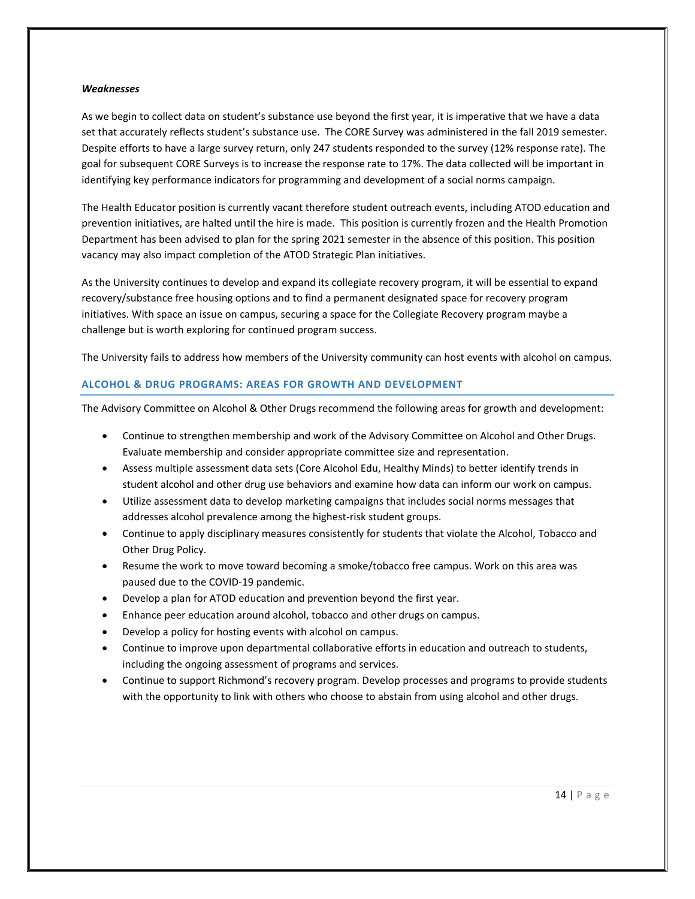***Weaknesses***

As we begin to collect data on student's substance use beyond the first year, it is imperative that we have a data set that accurately reflects student's substance use. The CORE Survey was administered in the fall 2019 semester. Despite efforts to have a large survey return, only 247 students responded to the survey (12% response rate). The goal for subsequent CORE Surveys is to increase the response rate to 17%. The data collected will be important in identifying key performance indicators for programming and development of a social norms campaign.

The Health Educator position is currently vacant therefore student outreach events, including ATOD education and prevention initiatives, are halted until the hire is made. This position is currently frozen and the Health Promotion Department has been advised to plan for the spring 2021 semester in the absence of this position. This position vacancy may also impact completion of the ATOD Strategic Plan initiatives.

As the University continues to develop and expand its collegiate recovery program, it will be essential to expand recovery/substance free housing options and to find a permanent designated space for recovery program initiatives. With space an issue on campus, securing a space for the Collegiate Recovery program maybe a challenge but is worth exploring for continued program success.

The University fails to address how members of the University community can host events with alcohol on campus.

## ALCOHOL & DRUG PROGRAMS: AREAS FOR GROWTH AND DEVELOPMENT

The Advisory Committee on Alcohol & Other Drugs recommend the following areas for growth and development:

- Continue to strengthen membership and work of the Advisory Committee on Alcohol and Other Drugs. Evaluate membership and consider appropriate committee size and representation.
- Assess multiple assessment data sets (Core Alcohol Edu, Healthy Minds) to better identify trends in student alcohol and other drug use behaviors and examine how data can inform our work on campus.
- Utilize assessment data to develop marketing campaigns that includes social norms messages that addresses alcohol prevalence among the highest-risk student groups.
- Continue to apply disciplinary measures consistently for students that violate the Alcohol, Tobacco and Other Drug Policy.
- Resume the work to move toward becoming a smoke/tobacco free campus. Work on this area was paused due to the COVID-19 pandemic.
- Develop a plan for ATOD education and prevention beyond the first year.
- Enhance peer education around alcohol, tobacco and other drugs on campus.
- Develop a policy for hosting events with alcohol on campus.
- Continue to improve upon departmental collaborative efforts in education and outreach to students, including the ongoing assessment of programs and services.
- Continue to support Richmond's recovery program. Develop processes and programs to provide students with the opportunity to link with others who choose to abstain from using alcohol and other drugs.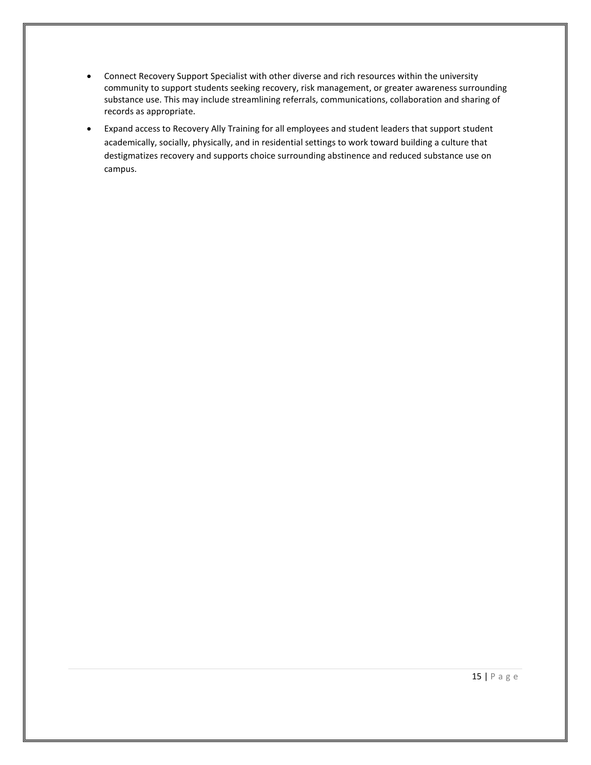- Connect Recovery Support Specialist with other diverse and rich resources within the university community to support students seeking recovery, risk management, or greater awareness surrounding substance use. This may include streamlining referrals, communications, collaboration and sharing of records as appropriate.
- Expand access to Recovery Ally Training for all employees and student leaders that support student academically, socially, physically, and in residential settings to work toward building a culture that destigmatizes recovery and supports choice surrounding abstinence and reduced substance use on campus.